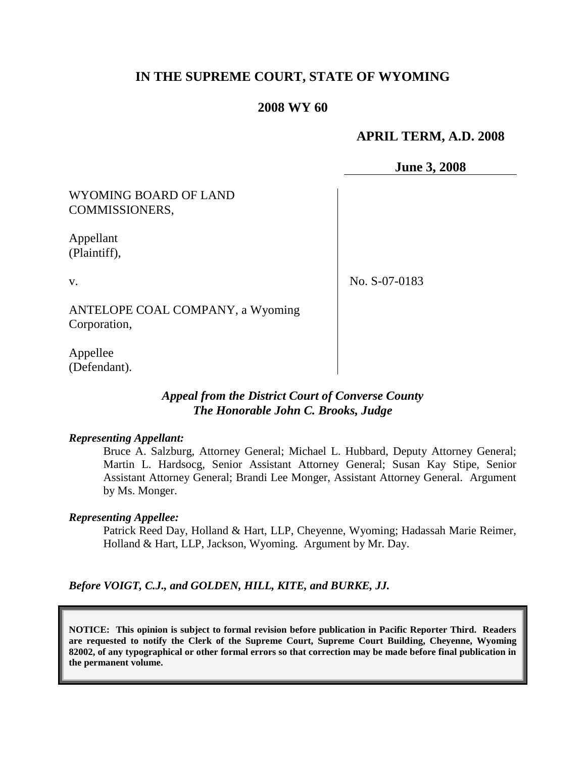# IN THE SUPREME COURT, STATE OF WYOMING

## 2008 WY 60

**APRIL TERM, A.D. 2008**

**June 3, 2008**

WYOMING BOARD OF LAND COMMISSIONERS,

Appellant
(Plaintiff),

v.

ANTELOPE COAL COMPANY, a Wyoming Corporation,

Appellee
(Defendant).

No. S-07-0183

***Appeal from the District Court of Converse County***
***The Honorable John C. Brooks, Judge***

***Representing Appellant:***

Bruce A. Salzburg, Attorney General; Michael L. Hubbard, Deputy Attorney General; Martin L. Hardsocg, Senior Assistant Attorney General; Susan Kay Stipe, Senior Assistant Attorney General; Brandi Lee Monger, Assistant Attorney General. Argument by Ms. Monger.

***Representing Appellee:***

Patrick Reed Day, Holland & Hart, LLP, Cheyenne, Wyoming; Hadassah Marie Reimer, Holland & Hart, LLP, Jackson, Wyoming. Argument by Mr. Day.

***Before VOIGT, C.J., and GOLDEN, HILL, KITE, and BURKE, JJ.***

**NOTICE: This opinion is subject to formal revision before publication in Pacific Reporter Third. Readers are requested to notify the Clerk of the Supreme Court, Supreme Court Building, Cheyenne, Wyoming 82002, of any typographical or other formal errors so that correction may be made before final publication in the permanent volume.**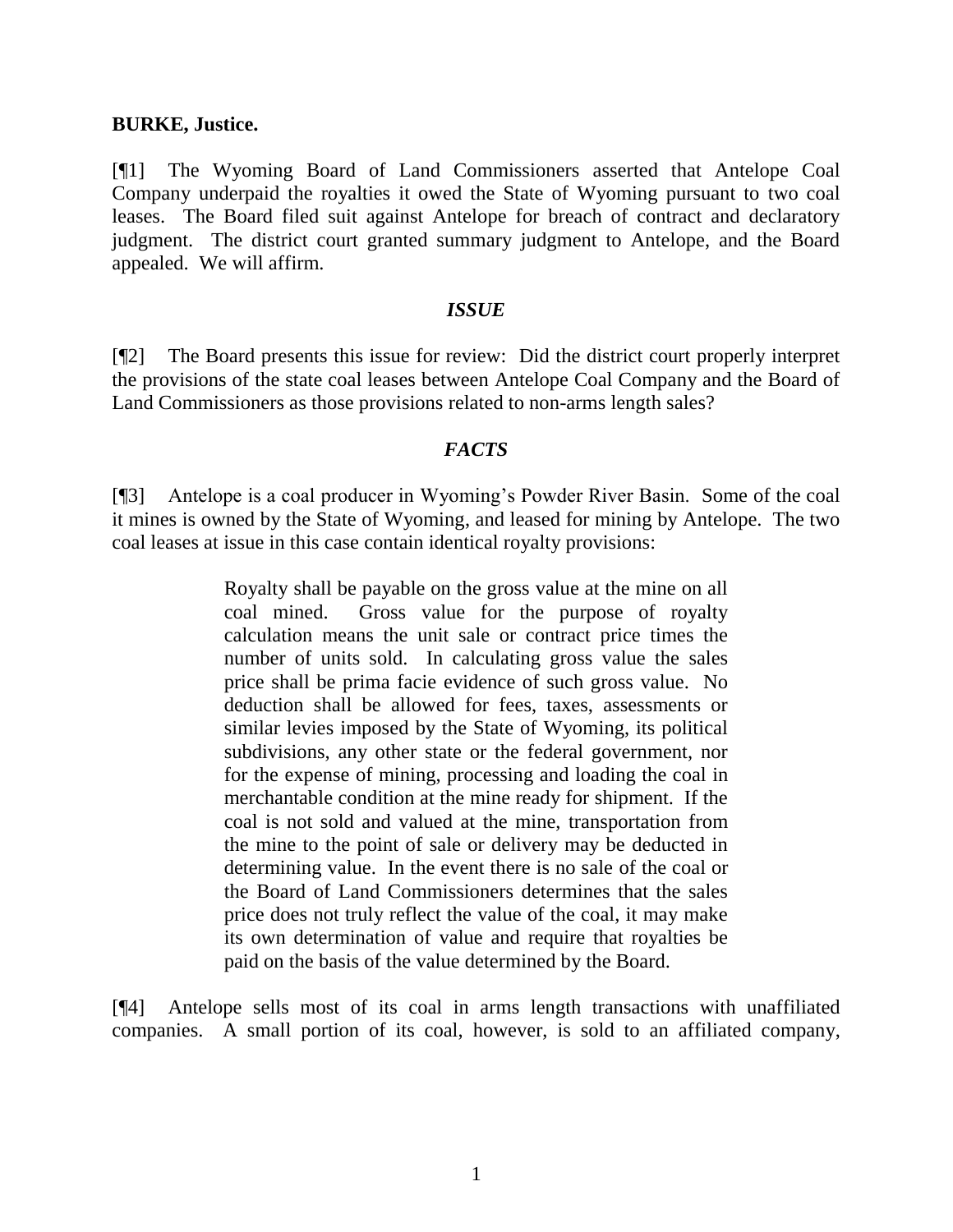**BURKE, Justice.**

[¶1] The Wyoming Board of Land Commissioners asserted that Antelope Coal Company underpaid the royalties it owed the State of Wyoming pursuant to two coal leases. The Board filed suit against Antelope for breach of contract and declaratory judgment. The district court granted summary judgment to Antelope, and the Board appealed. We will affirm.

### *ISSUE*

[¶2] The Board presents this issue for review: Did the district court properly interpret the provisions of the state coal leases between Antelope Coal Company and the Board of Land Commissioners as those provisions related to non-arms length sales?

### *FACTS*

[¶3] Antelope is a coal producer in Wyoming's Powder River Basin. Some of the coal it mines is owned by the State of Wyoming, and leased for mining by Antelope. The two coal leases at issue in this case contain identical royalty provisions:

> Royalty shall be payable on the gross value at the mine on all coal mined. Gross value for the purpose of royalty calculation means the unit sale or contract price times the number of units sold. In calculating gross value the sales price shall be prima facie evidence of such gross value. No deduction shall be allowed for fees, taxes, assessments or similar levies imposed by the State of Wyoming, its political subdivisions, any other state or the federal government, nor for the expense of mining, processing and loading the coal in merchantable condition at the mine ready for shipment. If the coal is not sold and valued at the mine, transportation from the mine to the point of sale or delivery may be deducted in determining value. In the event there is no sale of the coal or the Board of Land Commissioners determines that the sales price does not truly reflect the value of the coal, it may make its own determination of value and require that royalties be paid on the basis of the value determined by the Board.

[¶4] Antelope sells most of its coal in arms length transactions with unaffiliated companies. A small portion of its coal, however, is sold to an affiliated company,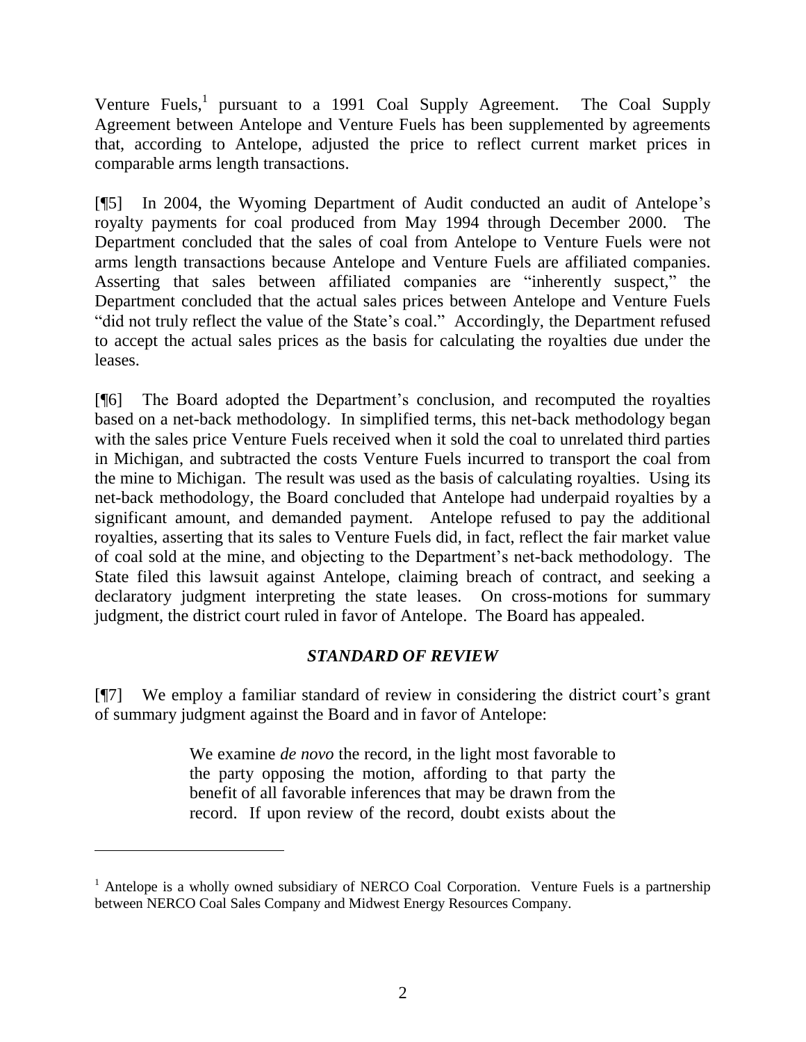Venture Fuels,[1] pursuant to a 1991 Coal Supply Agreement. The Coal Supply Agreement between Antelope and Venture Fuels has been supplemented by agreements that, according to Antelope, adjusted the price to reflect current market prices in comparable arms length transactions.

[¶5] In 2004, the Wyoming Department of Audit conducted an audit of Antelope's royalty payments for coal produced from May 1994 through December 2000. The Department concluded that the sales of coal from Antelope to Venture Fuels were not arms length transactions because Antelope and Venture Fuels are affiliated companies. Asserting that sales between affiliated companies are "inherently suspect," the Department concluded that the actual sales prices between Antelope and Venture Fuels "did not truly reflect the value of the State's coal." Accordingly, the Department refused to accept the actual sales prices as the basis for calculating the royalties due under the leases.

[¶6] The Board adopted the Department's conclusion, and recomputed the royalties based on a net-back methodology. In simplified terms, this net-back methodology began with the sales price Venture Fuels received when it sold the coal to unrelated third parties in Michigan, and subtracted the costs Venture Fuels incurred to transport the coal from the mine to Michigan. The result was used as the basis of calculating royalties. Using its net-back methodology, the Board concluded that Antelope had underpaid royalties by a significant amount, and demanded payment. Antelope refused to pay the additional royalties, asserting that its sales to Venture Fuels did, in fact, reflect the fair market value of coal sold at the mine, and objecting to the Department's net-back methodology. The State filed this lawsuit against Antelope, claiming breach of contract, and seeking a declaratory judgment interpreting the state leases. On cross-motions for summary judgment, the district court ruled in favor of Antelope. The Board has appealed.

## *STANDARD OF REVIEW*

[¶7] We employ a familiar standard of review in considering the district court's grant of summary judgment against the Board and in favor of Antelope:

> We examine *de novo* the record, in the light most favorable to the party opposing the motion, affording to that party the benefit of all favorable inferences that may be drawn from the record. If upon review of the record, doubt exists about the

---

[1] Antelope is a wholly owned subsidiary of NERCO Coal Corporation. Venture Fuels is a partnership between NERCO Coal Sales Company and Midwest Energy Resources Company.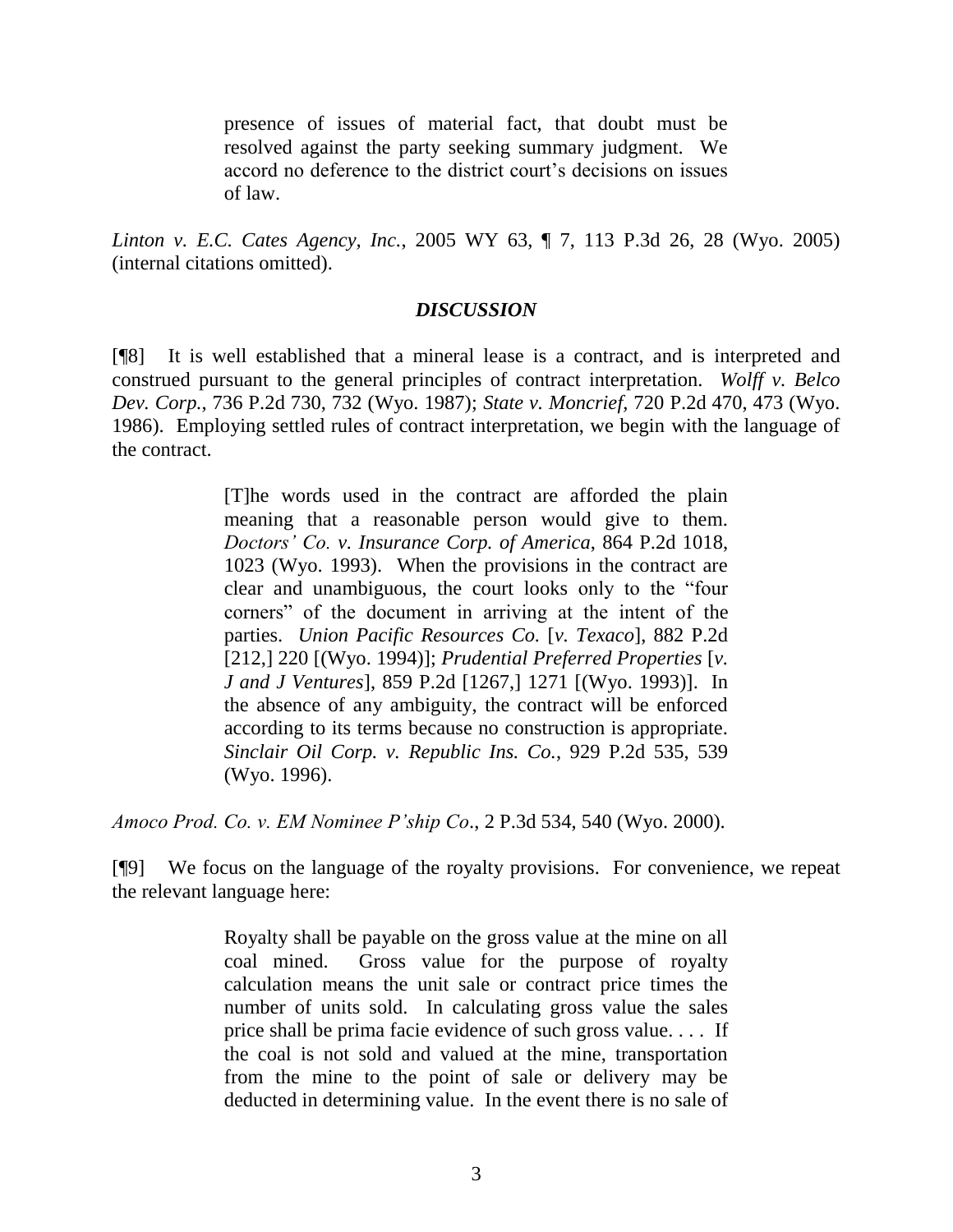> presence of issues of material fact, that doubt must be resolved against the party seeking summary judgment. We accord no deference to the district court's decisions on issues of law.

*Linton v. E.C. Cates Agency, Inc.*, 2005 WY 63, ¶ 7, 113 P.3d 26, 28 (Wyo. 2005) (internal citations omitted).

## *DISCUSSION*

[¶8] It is well established that a mineral lease is a contract, and is interpreted and construed pursuant to the general principles of contract interpretation. *Wolff v. Belco Dev. Corp.*, 736 P.2d 730, 732 (Wyo. 1987); *State v. Moncrief*, 720 P.2d 470, 473 (Wyo. 1986). Employing settled rules of contract interpretation, we begin with the language of the contract.

> [T]he words used in the contract are afforded the plain meaning that a reasonable person would give to them. *Doctors' Co. v. Insurance Corp. of America*, 864 P.2d 1018, 1023 (Wyo. 1993). When the provisions in the contract are clear and unambiguous, the court looks only to the "four corners" of the document in arriving at the intent of the parties. *Union Pacific Resources Co.* [*v. Texaco*], 882 P.2d [212,] 220 [(Wyo. 1994)]; *Prudential Preferred Properties* [*v. J and J Ventures*], 859 P.2d [1267,] 1271 [(Wyo. 1993)]. In the absence of any ambiguity, the contract will be enforced according to its terms because no construction is appropriate. *Sinclair Oil Corp. v. Republic Ins. Co.*, 929 P.2d 535, 539 (Wyo. 1996).

*Amoco Prod. Co. v. EM Nominee P'ship Co*., 2 P.3d 534, 540 (Wyo. 2000).

[¶9] We focus on the language of the royalty provisions. For convenience, we repeat the relevant language here:

> Royalty shall be payable on the gross value at the mine on all coal mined. Gross value for the purpose of royalty calculation means the unit sale or contract price times the number of units sold. In calculating gross value the sales price shall be prima facie evidence of such gross value. . . . If the coal is not sold and valued at the mine, transportation from the mine to the point of sale or delivery may be deducted in determining value. In the event there is no sale of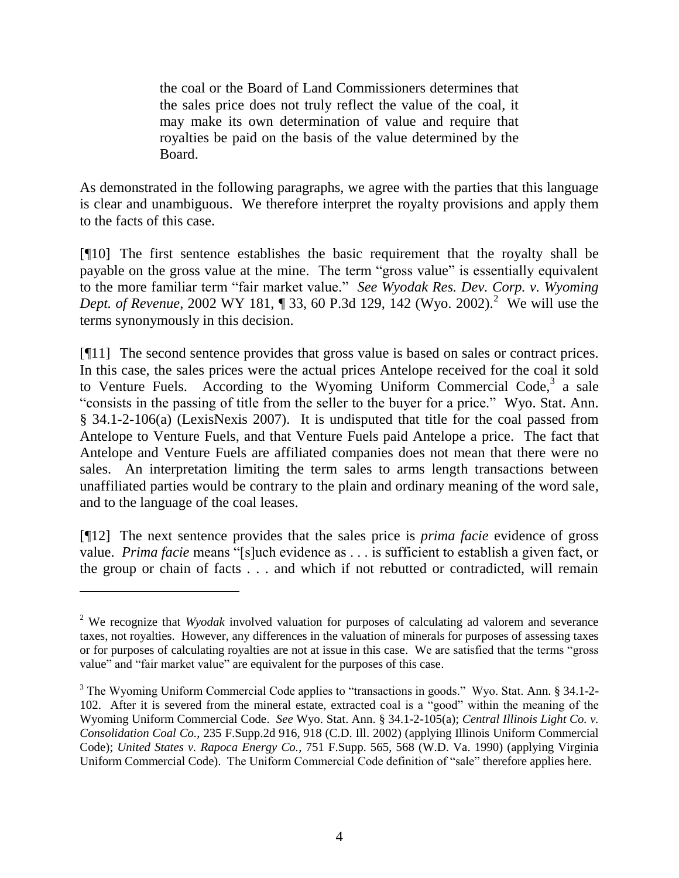> the coal or the Board of Land Commissioners determines that the sales price does not truly reflect the value of the coal, it may make its own determination of value and require that royalties be paid on the basis of the value determined by the Board.

As demonstrated in the following paragraphs, we agree with the parties that this language is clear and unambiguous. We therefore interpret the royalty provisions and apply them to the facts of this case.

[¶10] The first sentence establishes the basic requirement that the royalty shall be payable on the gross value at the mine. The term "gross value" is essentially equivalent to the more familiar term "fair market value." *See Wyodak Res. Dev. Corp. v. Wyoming Dept. of Revenue*, 2002 WY 181, ¶ 33, 60 P.3d 129, 142 (Wyo. 2002).[2] We will use the terms synonymously in this decision.

[¶11] The second sentence provides that gross value is based on sales or contract prices. In this case, the sales prices were the actual prices Antelope received for the coal it sold to Venture Fuels. According to the Wyoming Uniform Commercial Code,[3] a sale "consists in the passing of title from the seller to the buyer for a price." Wyo. Stat. Ann. § 34.1-2-106(a) (LexisNexis 2007). It is undisputed that title for the coal passed from Antelope to Venture Fuels, and that Venture Fuels paid Antelope a price. The fact that Antelope and Venture Fuels are affiliated companies does not mean that there were no sales. An interpretation limiting the term sales to arms length transactions between unaffiliated parties would be contrary to the plain and ordinary meaning of the word sale, and to the language of the coal leases.

[¶12] The next sentence provides that the sales price is *prima facie* evidence of gross value. *Prima facie* means "[s]uch evidence as . . . is sufficient to establish a given fact, or the group or chain of facts . . . and which if not rebutted or contradicted, will remain

---

[2] We recognize that *Wyodak* involved valuation for purposes of calculating ad valorem and severance taxes, not royalties. However, any differences in the valuation of minerals for purposes of assessing taxes or for purposes of calculating royalties are not at issue in this case. We are satisfied that the terms "gross value" and "fair market value" are equivalent for the purposes of this case.

[3] The Wyoming Uniform Commercial Code applies to "transactions in goods." Wyo. Stat. Ann. § 34.1-2-102. After it is severed from the mineral estate, extracted coal is a "good" within the meaning of the Wyoming Uniform Commercial Code. *See* Wyo. Stat. Ann. § 34.1-2-105(a); *Central Illinois Light Co. v. Consolidation Coal Co.*, 235 F.Supp.2d 916, 918 (C.D. Ill. 2002) (applying Illinois Uniform Commercial Code); *United States v. Rapoca Energy Co.*, 751 F.Supp. 565, 568 (W.D. Va. 1990) (applying Virginia Uniform Commercial Code). The Uniform Commercial Code definition of "sale" therefore applies here.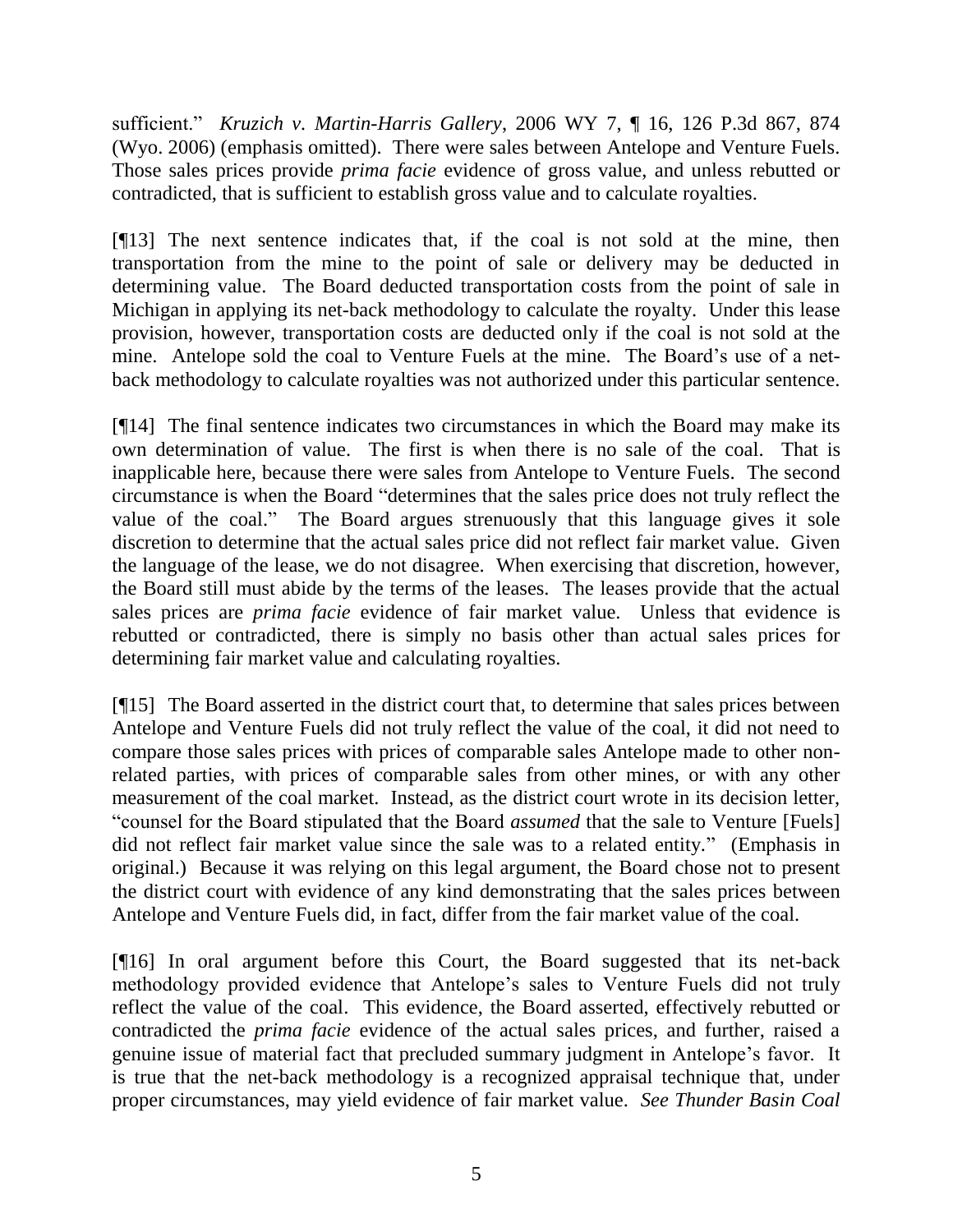sufficient." *Kruzich v. Martin-Harris Gallery*, 2006 WY 7, ¶ 16, 126 P.3d 867, 874 (Wyo. 2006) (emphasis omitted). There were sales between Antelope and Venture Fuels. Those sales prices provide *prima facie* evidence of gross value, and unless rebutted or contradicted, that is sufficient to establish gross value and to calculate royalties.

[¶13] The next sentence indicates that, if the coal is not sold at the mine, then transportation from the mine to the point of sale or delivery may be deducted in determining value. The Board deducted transportation costs from the point of sale in Michigan in applying its net-back methodology to calculate the royalty. Under this lease provision, however, transportation costs are deducted only if the coal is not sold at the mine. Antelope sold the coal to Venture Fuels at the mine. The Board's use of a net-back methodology to calculate royalties was not authorized under this particular sentence.

[¶14] The final sentence indicates two circumstances in which the Board may make its own determination of value. The first is when there is no sale of the coal. That is inapplicable here, because there were sales from Antelope to Venture Fuels. The second circumstance is when the Board "determines that the sales price does not truly reflect the value of the coal." The Board argues strenuously that this language gives it sole discretion to determine that the actual sales price did not reflect fair market value. Given the language of the lease, we do not disagree. When exercising that discretion, however, the Board still must abide by the terms of the leases. The leases provide that the actual sales prices are *prima facie* evidence of fair market value. Unless that evidence is rebutted or contradicted, there is simply no basis other than actual sales prices for determining fair market value and calculating royalties.

[¶15] The Board asserted in the district court that, to determine that sales prices between Antelope and Venture Fuels did not truly reflect the value of the coal, it did not need to compare those sales prices with prices of comparable sales Antelope made to other non-related parties, with prices of comparable sales from other mines, or with any other measurement of the coal market. Instead, as the district court wrote in its decision letter, "counsel for the Board stipulated that the Board *assumed* that the sale to Venture [Fuels] did not reflect fair market value since the sale was to a related entity." (Emphasis in original.) Because it was relying on this legal argument, the Board chose not to present the district court with evidence of any kind demonstrating that the sales prices between Antelope and Venture Fuels did, in fact, differ from the fair market value of the coal.

[¶16] In oral argument before this Court, the Board suggested that its net-back methodology provided evidence that Antelope's sales to Venture Fuels did not truly reflect the value of the coal. This evidence, the Board asserted, effectively rebutted or contradicted the *prima facie* evidence of the actual sales prices, and further, raised a genuine issue of material fact that precluded summary judgment in Antelope's favor. It is true that the net-back methodology is a recognized appraisal technique that, under proper circumstances, may yield evidence of fair market value. *See Thunder Basin Coal*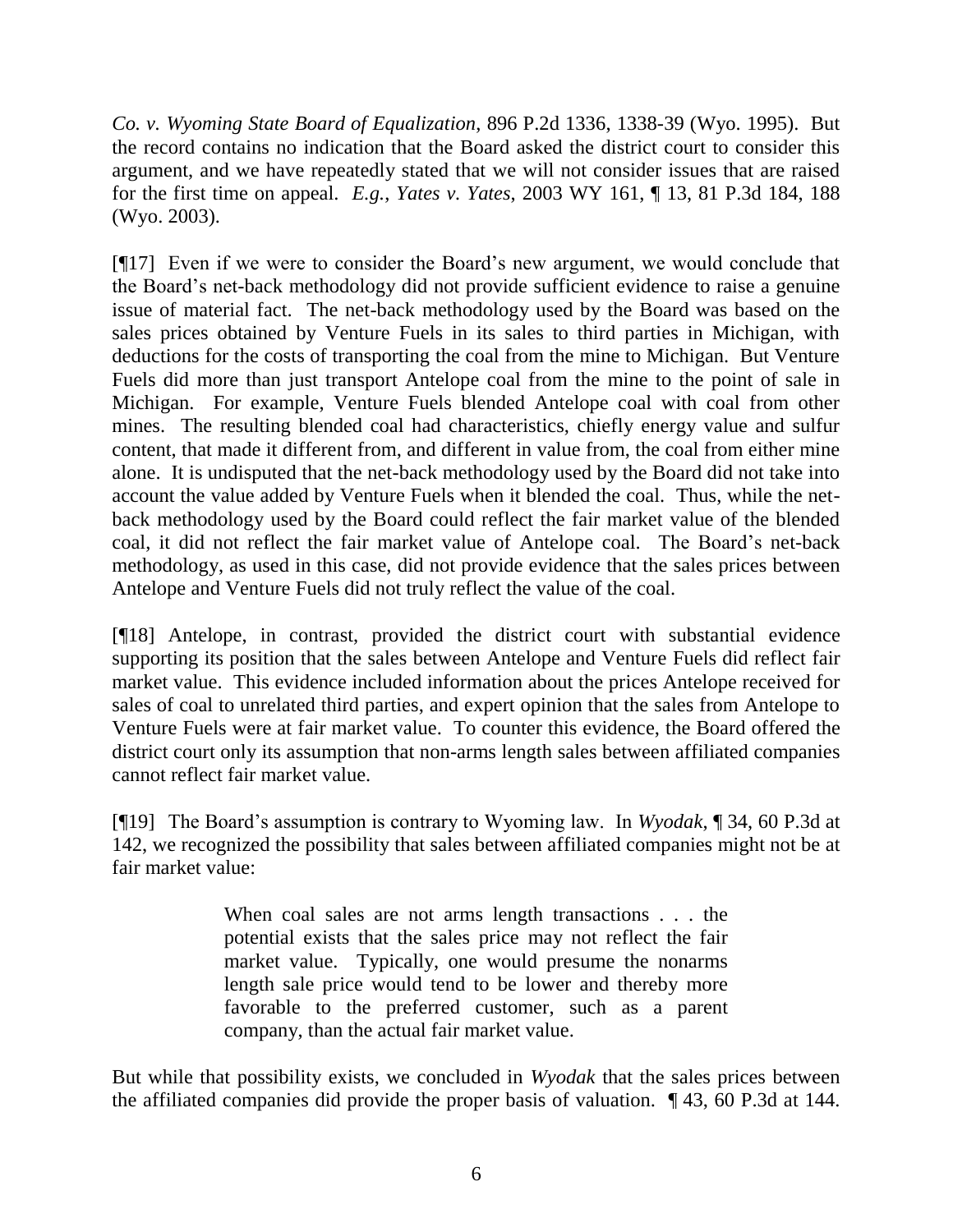*Co. v. Wyoming State Board of Equalization*, 896 P.2d 1336, 1338-39 (Wyo. 1995). But the record contains no indication that the Board asked the district court to consider this argument, and we have repeatedly stated that we will not consider issues that are raised for the first time on appeal. *E.g.*, *Yates v. Yates*, 2003 WY 161, ¶ 13, 81 P.3d 184, 188 (Wyo. 2003).

[¶17] Even if we were to consider the Board's new argument, we would conclude that the Board's net-back methodology did not provide sufficient evidence to raise a genuine issue of material fact. The net-back methodology used by the Board was based on the sales prices obtained by Venture Fuels in its sales to third parties in Michigan, with deductions for the costs of transporting the coal from the mine to Michigan. But Venture Fuels did more than just transport Antelope coal from the mine to the point of sale in Michigan. For example, Venture Fuels blended Antelope coal with coal from other mines. The resulting blended coal had characteristics, chiefly energy value and sulfur content, that made it different from, and different in value from, the coal from either mine alone. It is undisputed that the net-back methodology used by the Board did not take into account the value added by Venture Fuels when it blended the coal. Thus, while the net-back methodology used by the Board could reflect the fair market value of the blended coal, it did not reflect the fair market value of Antelope coal. The Board's net-back methodology, as used in this case, did not provide evidence that the sales prices between Antelope and Venture Fuels did not truly reflect the value of the coal.

[¶18] Antelope, in contrast, provided the district court with substantial evidence supporting its position that the sales between Antelope and Venture Fuels did reflect fair market value. This evidence included information about the prices Antelope received for sales of coal to unrelated third parties, and expert opinion that the sales from Antelope to Venture Fuels were at fair market value. To counter this evidence, the Board offered the district court only its assumption that non-arms length sales between affiliated companies cannot reflect fair market value.

[¶19] The Board's assumption is contrary to Wyoming law. In *Wyodak*, ¶ 34, 60 P.3d at 142, we recognized the possibility that sales between affiliated companies might not be at fair market value:

> When coal sales are not arms length transactions . . . the potential exists that the sales price may not reflect the fair market value. Typically, one would presume the nonarms length sale price would tend to be lower and thereby more favorable to the preferred customer, such as a parent company, than the actual fair market value.

But while that possibility exists, we concluded in *Wyodak* that the sales prices between the affiliated companies did provide the proper basis of valuation. ¶ 43, 60 P.3d at 144.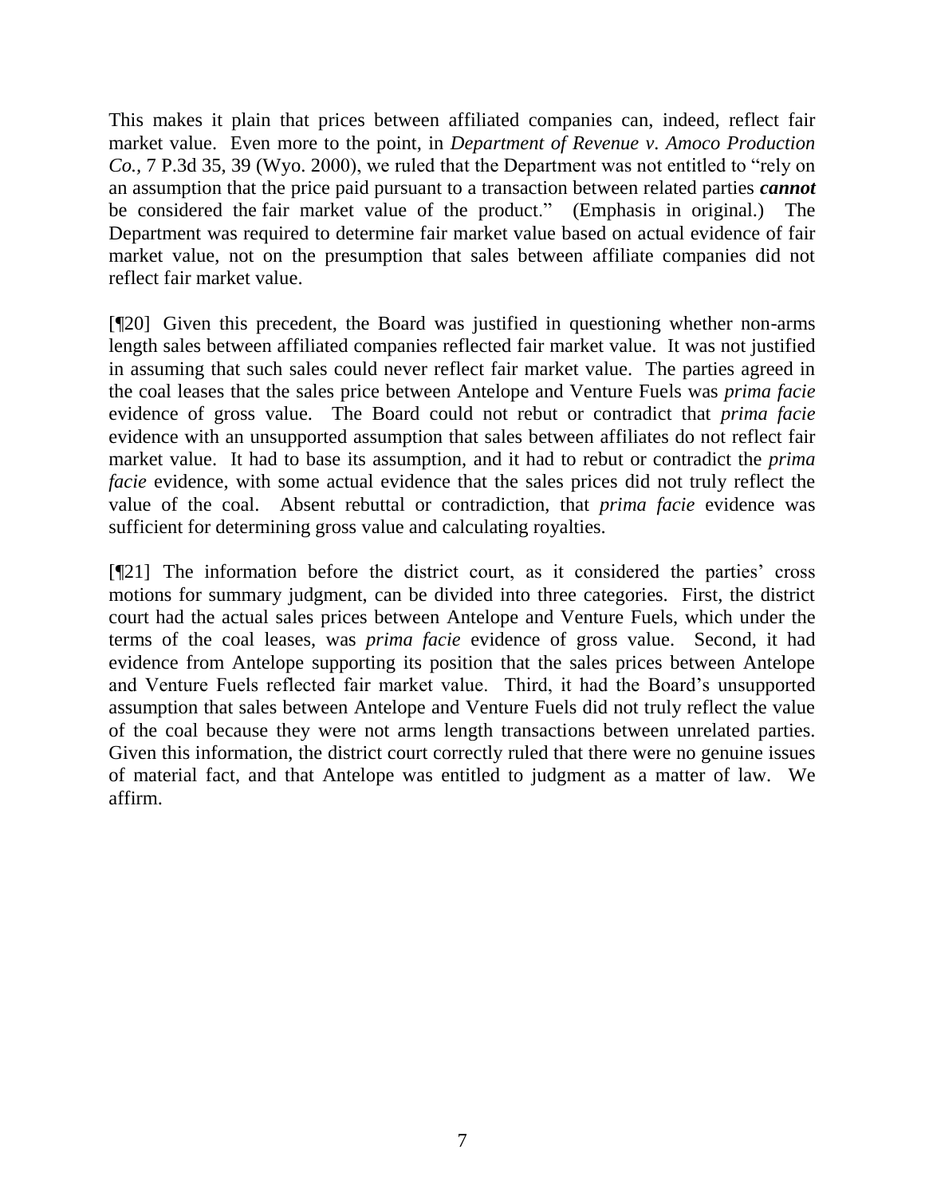This makes it plain that prices between affiliated companies can, indeed, reflect fair market value. Even more to the point, in *Department of Revenue v. Amoco Production Co.*, 7 P.3d 35, 39 (Wyo. 2000), we ruled that the Department was not entitled to "rely on an assumption that the price paid pursuant to a transaction between related parties ***cannot*** be considered the fair market value of the product." (Emphasis in original.) The Department was required to determine fair market value based on actual evidence of fair market value, not on the presumption that sales between affiliate companies did not reflect fair market value.

[¶20] Given this precedent, the Board was justified in questioning whether non-arms length sales between affiliated companies reflected fair market value. It was not justified in assuming that such sales could never reflect fair market value. The parties agreed in the coal leases that the sales price between Antelope and Venture Fuels was *prima facie* evidence of gross value. The Board could not rebut or contradict that *prima facie* evidence with an unsupported assumption that sales between affiliates do not reflect fair market value. It had to base its assumption, and it had to rebut or contradict the *prima facie* evidence, with some actual evidence that the sales prices did not truly reflect the value of the coal. Absent rebuttal or contradiction, that *prima facie* evidence was sufficient for determining gross value and calculating royalties.

[¶21] The information before the district court, as it considered the parties' cross motions for summary judgment, can be divided into three categories. First, the district court had the actual sales prices between Antelope and Venture Fuels, which under the terms of the coal leases, was *prima facie* evidence of gross value. Second, it had evidence from Antelope supporting its position that the sales prices between Antelope and Venture Fuels reflected fair market value. Third, it had the Board's unsupported assumption that sales between Antelope and Venture Fuels did not truly reflect the value of the coal because they were not arms length transactions between unrelated parties. Given this information, the district court correctly ruled that there were no genuine issues of material fact, and that Antelope was entitled to judgment as a matter of law. We affirm.